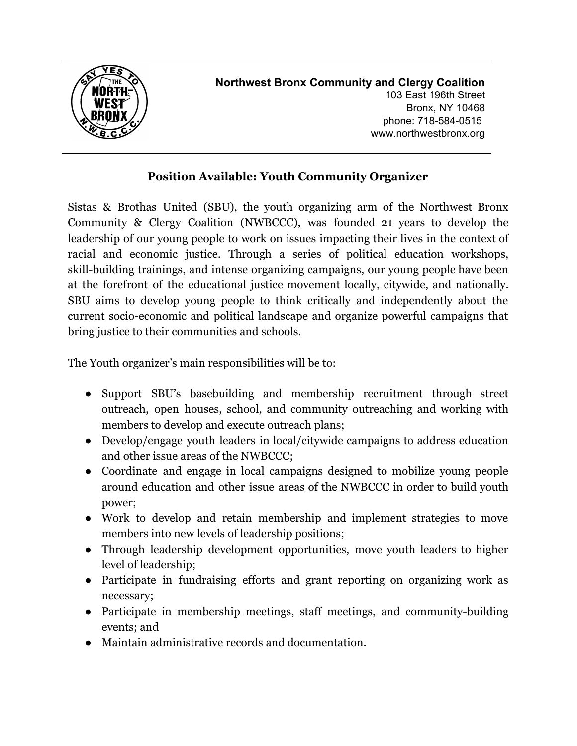**Northwest Bronx Community and Clergy Coalition**
103 East 196th Street
Bronx, NY 10468
phone: 718-584-0515
www.northwestbronx.org

## Position Available: Youth Community Organizer

Sistas & Brothas United (SBU), the youth organizing arm of the Northwest Bronx Community & Clergy Coalition (NWBCCC), was founded 21 years to develop the leadership of our young people to work on issues impacting their lives in the context of racial and economic justice. Through a series of political education workshops, skill-building trainings, and intense organizing campaigns, our young people have been at the forefront of the educational justice movement locally, citywide, and nationally. SBU aims to develop young people to think critically and independently about the current socio-economic and political landscape and organize powerful campaigns that bring justice to their communities and schools.

The Youth organizer's main responsibilities will be to:

- Support SBU's basebuilding and membership recruitment through street outreach, open houses, school, and community outreaching and working with members to develop and execute outreach plans;
- Develop/engage youth leaders in local/citywide campaigns to address education and other issue areas of the NWBCCC;
- Coordinate and engage in local campaigns designed to mobilize young people around education and other issue areas of the NWBCCC in order to build youth power;
- Work to develop and retain membership and implement strategies to move members into new levels of leadership positions;
- Through leadership development opportunities, move youth leaders to higher level of leadership;
- Participate in fundraising efforts and grant reporting on organizing work as necessary;
- Participate in membership meetings, staff meetings, and community-building events; and
- Maintain administrative records and documentation.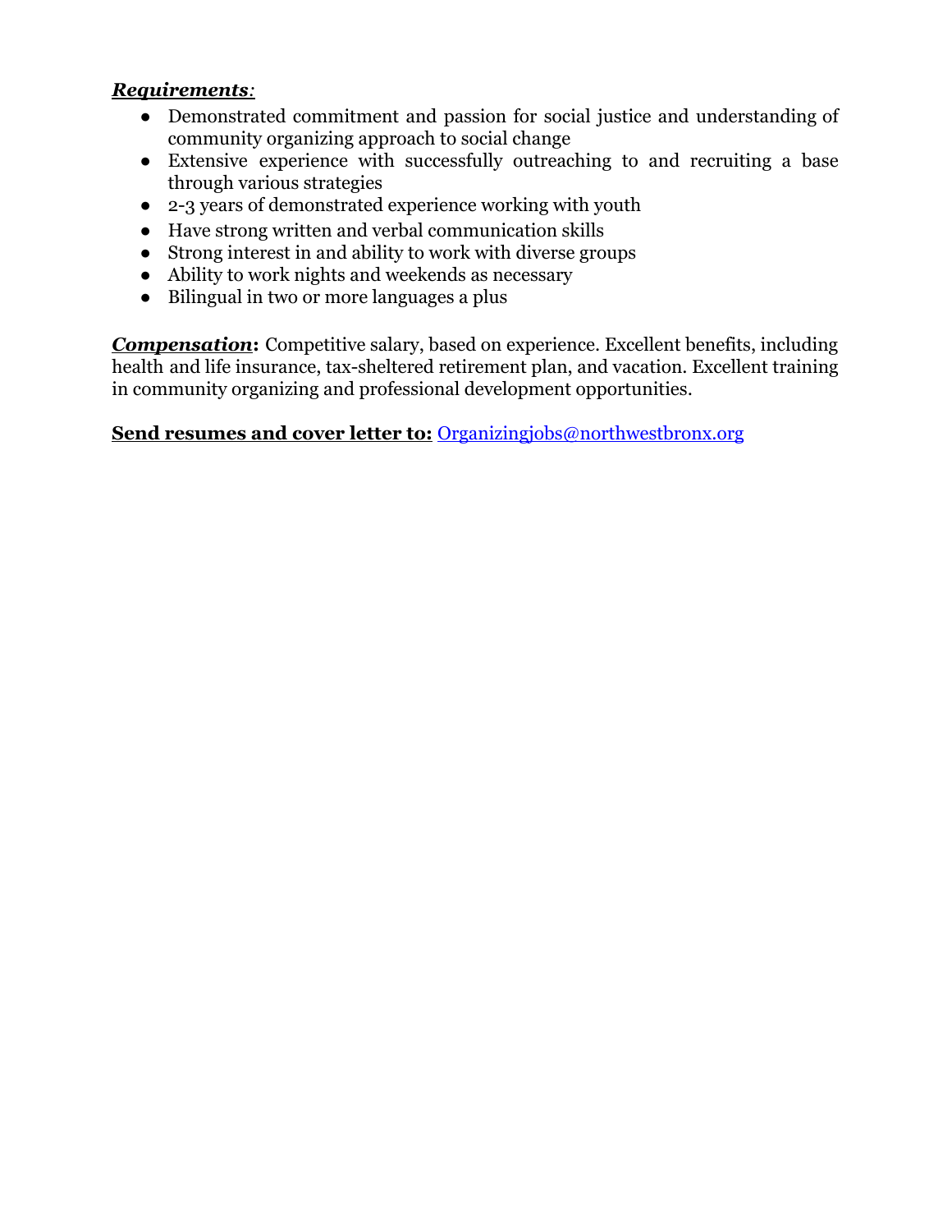***Requirements**:*

- Demonstrated commitment and passion for social justice and understanding of community organizing approach to social change
- Extensive experience with successfully outreaching to and recruiting a base through various strategies
- 2-3 years of demonstrated experience working with youth
- Have strong written and verbal communication skills
- Strong interest in and ability to work with diverse groups
- Ability to work nights and weekends as necessary
- Bilingual in two or more languages a plus

***Compensation*:** Competitive salary, based on experience. Excellent benefits, including health and life insurance, tax-sheltered retirement plan, and vacation. Excellent training in community organizing and professional development opportunities.

**Send resumes and cover letter to:** Organizingjobs@northwestbronx.org